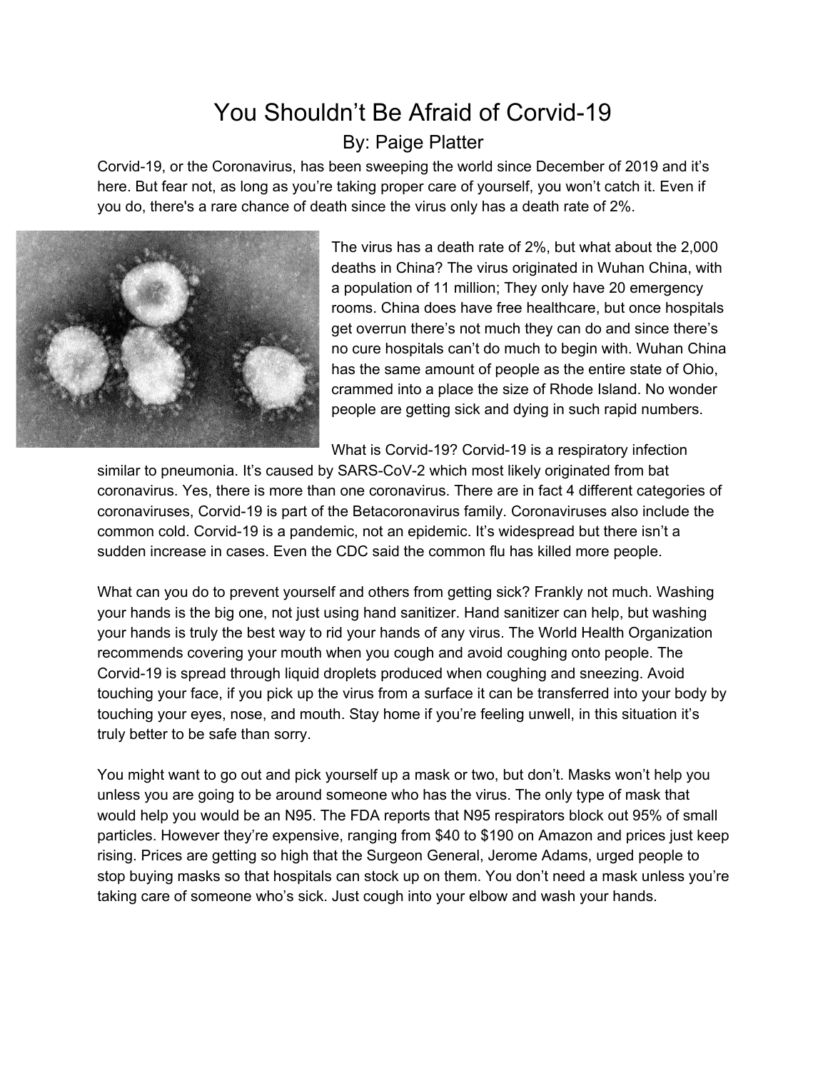# You Shouldn't Be Afraid of Corvid-19

By: Paige Platter

Corvid-19, or the Coronavirus, has been sweeping the world since December of 2019 and it's here. But fear not, as long as you're taking proper care of yourself, you won't catch it. Even if you do, there's a rare chance of death since the virus only has a death rate of 2%.

The virus has a death rate of 2%, but what about the 2,000 deaths in China? The virus originated in Wuhan China, with a population of 11 million; They only have 20 emergency rooms. China does have free healthcare, but once hospitals get overrun there's not much they can do and since there's no cure hospitals can't do much to begin with. Wuhan China has the same amount of people as the entire state of Ohio, crammed into a place the size of Rhode Island. No wonder people are getting sick and dying in such rapid numbers.

What is Corvid-19? Corvid-19 is a respiratory infection similar to pneumonia. It's caused by SARS-CoV-2 which most likely originated from bat coronavirus. Yes, there is more than one coronavirus. There are in fact 4 different categories of coronaviruses, Corvid-19 is part of the Betacoronavirus family. Coronaviruses also include the common cold. Corvid-19 is a pandemic, not an epidemic. It's widespread but there isn't a sudden increase in cases. Even the CDC said the common flu has killed more people.

What can you do to prevent yourself and others from getting sick? Frankly not much. Washing your hands is the big one, not just using hand sanitizer. Hand sanitizer can help, but washing your hands is truly the best way to rid your hands of any virus. The World Health Organization recommends covering your mouth when you cough and avoid coughing onto people. The Corvid-19 is spread through liquid droplets produced when coughing and sneezing. Avoid touching your face, if you pick up the virus from a surface it can be transferred into your body by touching your eyes, nose, and mouth. Stay home if you're feeling unwell, in this situation it's truly better to be safe than sorry.

You might want to go out and pick yourself up a mask or two, but don't. Masks won't help you unless you are going to be around someone who has the virus. The only type of mask that would help you would be an N95. The FDA reports that N95 respirators block out 95% of small particles. However they're expensive, ranging from $40 to $190 on Amazon and prices just keep rising. Prices are getting so high that the Surgeon General, Jerome Adams, urged people to stop buying masks so that hospitals can stock up on them. You don't need a mask unless you're taking care of someone who's sick. Just cough into your elbow and wash your hands.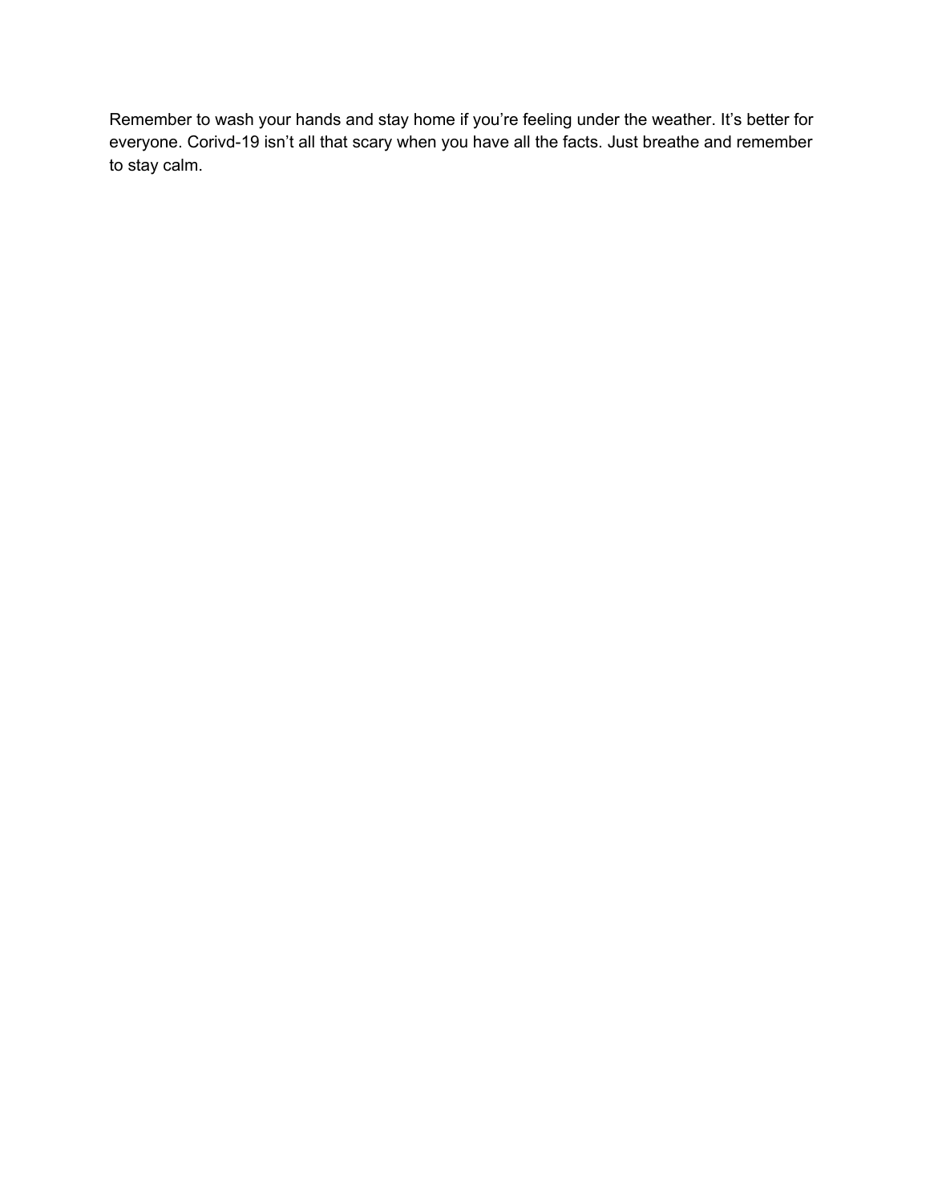Remember to wash your hands and stay home if you’re feeling under the weather. It’s better for everyone. Corivd-19 isn’t all that scary when you have all the facts. Just breathe and remember to stay calm.